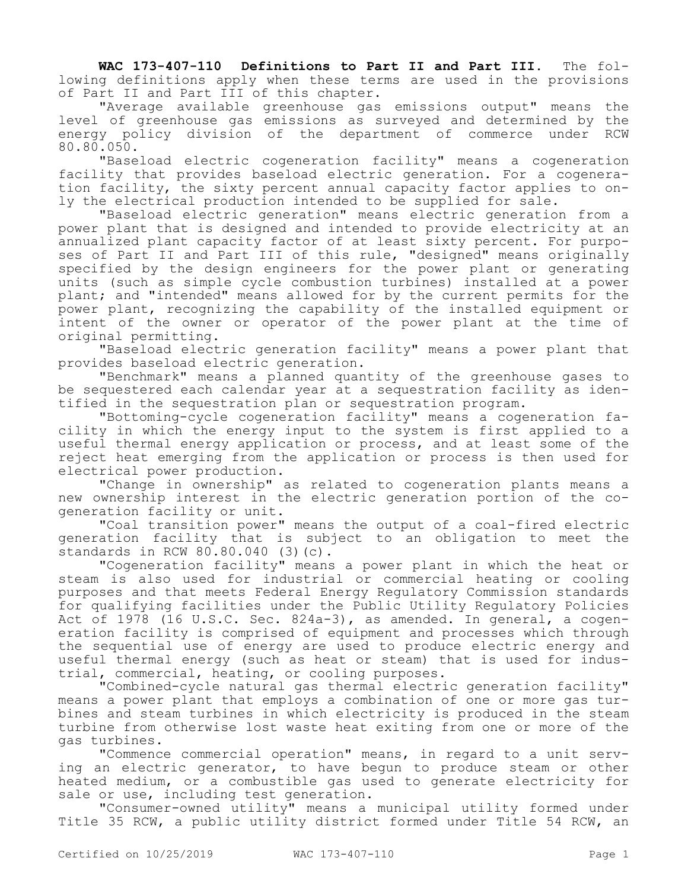**WAC 173-407-110 Definitions to Part II and Part III.** The following definitions apply when these terms are used in the provisions of Part II and Part III of this chapter.

"Average available greenhouse gas emissions output" means the level of greenhouse gas emissions as surveyed and determined by the energy policy division of the department of commerce under RCW 80.80.050.

"Baseload electric cogeneration facility" means a cogeneration facility that provides baseload electric generation. For a cogeneration facility, the sixty percent annual capacity factor applies to only the electrical production intended to be supplied for sale.

"Baseload electric generation" means electric generation from a power plant that is designed and intended to provide electricity at an annualized plant capacity factor of at least sixty percent. For purposes of Part II and Part III of this rule, "designed" means originally specified by the design engineers for the power plant or generating units (such as simple cycle combustion turbines) installed at a power plant; and "intended" means allowed for by the current permits for the power plant, recognizing the capability of the installed equipment or intent of the owner or operator of the power plant at the time of original permitting.

"Baseload electric generation facility" means a power plant that provides baseload electric generation.

"Benchmark" means a planned quantity of the greenhouse gases to be sequestered each calendar year at a sequestration facility as identified in the sequestration plan or sequestration program.

"Bottoming-cycle cogeneration facility" means a cogeneration facility in which the energy input to the system is first applied to a useful thermal energy application or process, and at least some of the reject heat emerging from the application or process is then used for electrical power production.

"Change in ownership" as related to cogeneration plants means a new ownership interest in the electric generation portion of the cogeneration facility or unit.

"Coal transition power" means the output of a coal-fired electric generation facility that is subject to an obligation to meet the standards in RCW 80.80.040 (3)(c).

"Cogeneration facility" means a power plant in which the heat or steam is also used for industrial or commercial heating or cooling purposes and that meets Federal Energy Regulatory Commission standards for qualifying facilities under the Public Utility Regulatory Policies Act of 1978 (16 U.S.C. Sec. 824a-3), as amended. In general, a cogeneration facility is comprised of equipment and processes which through the sequential use of energy are used to produce electric energy and useful thermal energy (such as heat or steam) that is used for industrial, commercial, heating, or cooling purposes.

"Combined-cycle natural gas thermal electric generation facility" means a power plant that employs a combination of one or more gas turbines and steam turbines in which electricity is produced in the steam turbine from otherwise lost waste heat exiting from one or more of the gas turbines.

"Commence commercial operation" means, in regard to a unit serving an electric generator, to have begun to produce steam or other heated medium, or a combustible gas used to generate electricity for sale or use, including test generation.

"Consumer-owned utility" means a municipal utility formed under Title 35 RCW, a public utility district formed under Title 54 RCW, an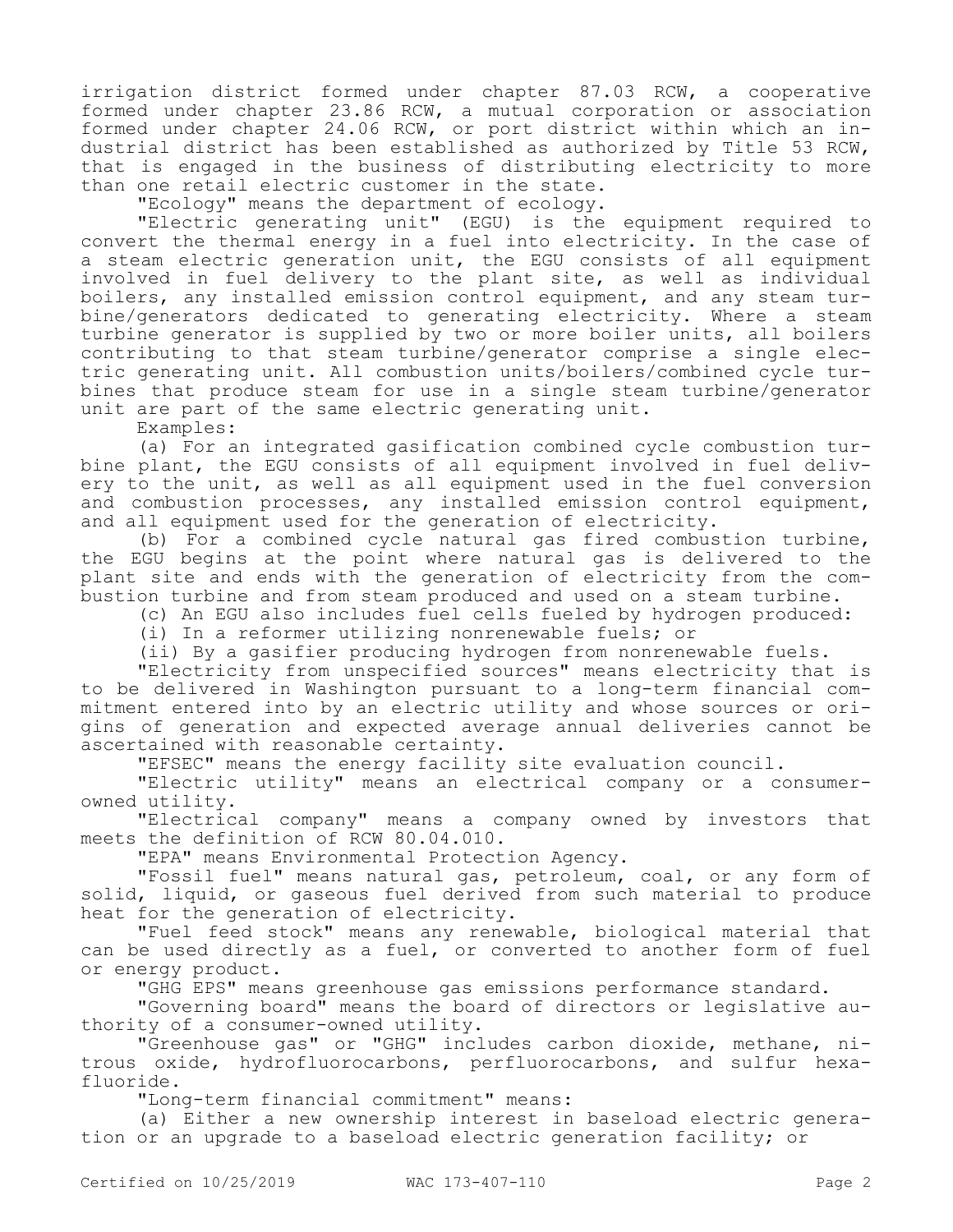irrigation district formed under chapter 87.03 RCW, a cooperative formed under chapter 23.86 RCW, a mutual corporation or association formed under chapter 24.06 RCW, or port district within which an industrial district has been established as authorized by Title 53 RCW, that is engaged in the business of distributing electricity to more than one retail electric customer in the state.

"Ecology" means the department of ecology.

"Electric generating unit" (EGU) is the equipment required to convert the thermal energy in a fuel into electricity. In the case of a steam electric generation unit, the EGU consists of all equipment involved in fuel delivery to the plant site, as well as individual boilers, any installed emission control equipment, and any steam turbine/generators dedicated to generating electricity. Where a steam turbine generator is supplied by two or more boiler units, all boilers contributing to that steam turbine/generator comprise a single electric generating unit. All combustion units/boilers/combined cycle turbines that produce steam for use in a single steam turbine/generator unit are part of the same electric generating unit.

Examples:

(a) For an integrated gasification combined cycle combustion turbine plant, the EGU consists of all equipment involved in fuel delivery to the unit, as well as all equipment used in the fuel conversion and combustion processes, any installed emission control equipment, and all equipment used for the generation of electricity.

(b) For a combined cycle natural gas fired combustion turbine, the EGU begins at the point where natural gas is delivered to the plant site and ends with the generation of electricity from the combustion turbine and from steam produced and used on a steam turbine.

(c) An EGU also includes fuel cells fueled by hydrogen produced:

(i) In a reformer utilizing nonrenewable fuels; or

(ii) By a gasifier producing hydrogen from nonrenewable fuels.

"Electricity from unspecified sources" means electricity that is to be delivered in Washington pursuant to a long-term financial commitment entered into by an electric utility and whose sources or origins of generation and expected average annual deliveries cannot be ascertained with reasonable certainty.

"EFSEC" means the energy facility site evaluation council.

"Electric utility" means an electrical company or a consumer-owned utility.

"Electrical company" means a company owned by investors that meets the definition of RCW 80.04.010.

"EPA" means Environmental Protection Agency.

"Fossil fuel" means natural gas, petroleum, coal, or any form of solid, liquid, or gaseous fuel derived from such material to produce heat for the generation of electricity.

"Fuel feed stock" means any renewable, biological material that can be used directly as a fuel, or converted to another form of fuel or energy product.

"GHG EPS" means greenhouse gas emissions performance standard.

"Governing board" means the board of directors or legislative authority of a consumer-owned utility.

"Greenhouse gas" or "GHG" includes carbon dioxide, methane, nitrous oxide, hydrofluorocarbons, perfluorocarbons, and sulfur hexafluoride.

"Long-term financial commitment" means:

(a) Either a new ownership interest in baseload electric generation or an upgrade to a baseload electric generation facility; or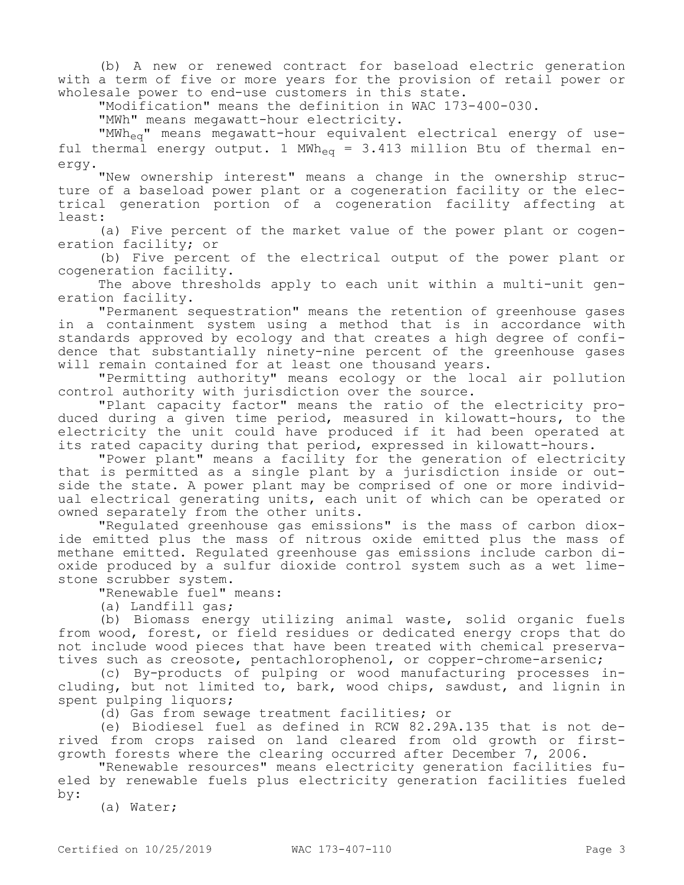(b) A new or renewed contract for baseload electric generation with a term of five or more years for the provision of retail power or wholesale power to end-use customers in this state.

"Modification" means the definition in WAC 173-400-030.

"MWh" means megawatt-hour electricity.

"$MWh_{eq}$" means megawatt-hour equivalent electrical energy of useful thermal energy output. 1 $MWh_{eq}$ = 3.413 million Btu of thermal energy.

"New ownership interest" means a change in the ownership structure of a baseload power plant or a cogeneration facility or the electrical generation portion of a cogeneration facility affecting at least:

(a) Five percent of the market value of the power plant or cogeneration facility; or

(b) Five percent of the electrical output of the power plant or cogeneration facility.

The above thresholds apply to each unit within a multi-unit generation facility.

"Permanent sequestration" means the retention of greenhouse gases in a containment system using a method that is in accordance with standards approved by ecology and that creates a high degree of confidence that substantially ninety-nine percent of the greenhouse gases will remain contained for at least one thousand years.

"Permitting authority" means ecology or the local air pollution control authority with jurisdiction over the source.

"Plant capacity factor" means the ratio of the electricity produced during a given time period, measured in kilowatt-hours, to the electricity the unit could have produced if it had been operated at its rated capacity during that period, expressed in kilowatt-hours.

"Power plant" means a facility for the generation of electricity that is permitted as a single plant by a jurisdiction inside or outside the state. A power plant may be comprised of one or more individual electrical generating units, each unit of which can be operated or owned separately from the other units.

"Regulated greenhouse gas emissions" is the mass of carbon dioxide emitted plus the mass of nitrous oxide emitted plus the mass of methane emitted. Regulated greenhouse gas emissions include carbon dioxide produced by a sulfur dioxide control system such as a wet limestone scrubber system.

"Renewable fuel" means:

(a) Landfill gas;

(b) Biomass energy utilizing animal waste, solid organic fuels from wood, forest, or field residues or dedicated energy crops that do not include wood pieces that have been treated with chemical preservatives such as creosote, pentachlorophenol, or copper-chrome-arsenic;

(c) By-products of pulping or wood manufacturing processes including, but not limited to, bark, wood chips, sawdust, and lignin in spent pulping liquors;

(d) Gas from sewage treatment facilities; or

(e) Biodiesel fuel as defined in RCW 82.29A.135 that is not derived from crops raised on land cleared from old growth or first-growth forests where the clearing occurred after December 7, 2006.

"Renewable resources" means electricity generation facilities fueled by renewable fuels plus electricity generation facilities fueled by:

(a) Water;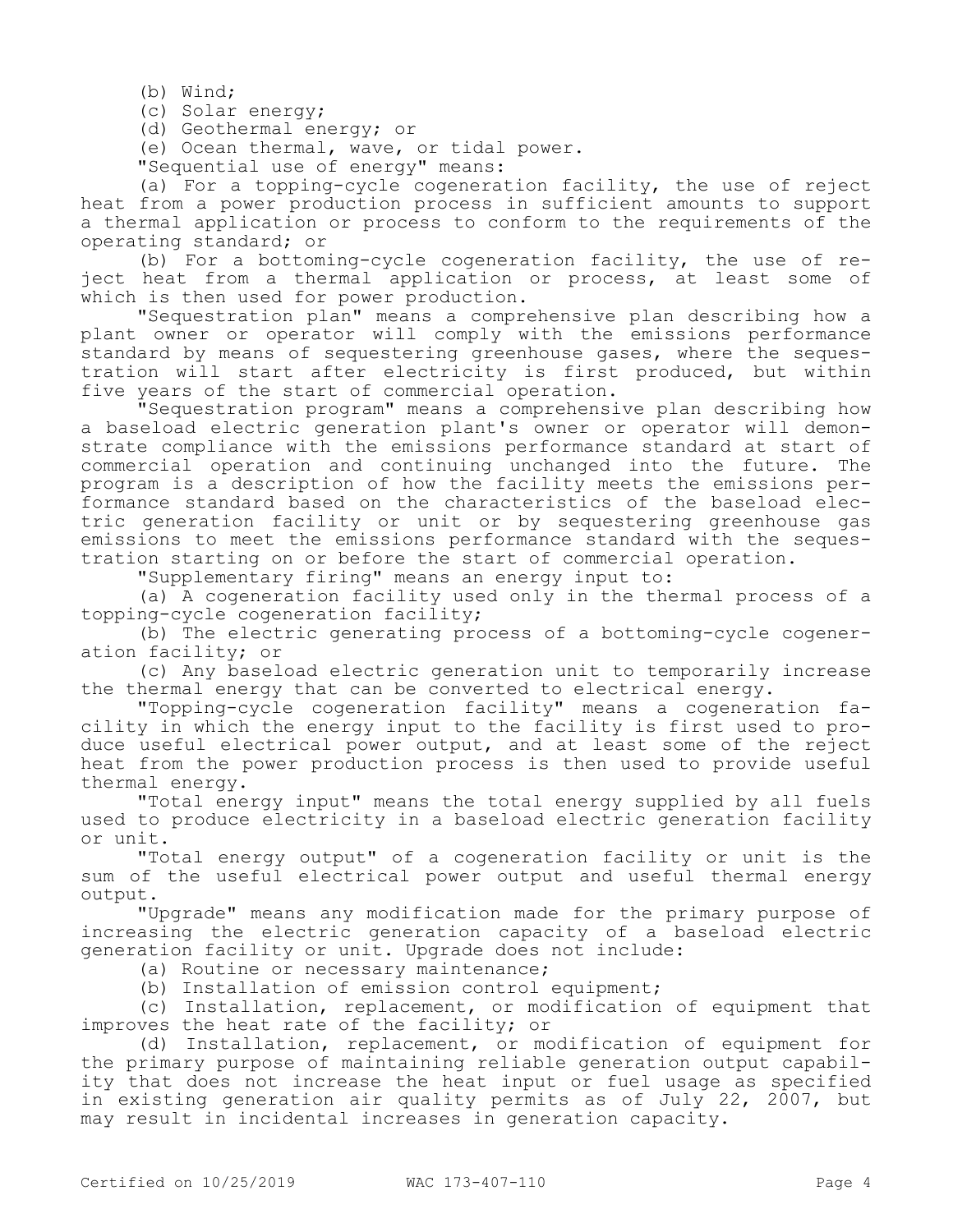(b) Wind;

(c) Solar energy;

(d) Geothermal energy; or

(e) Ocean thermal, wave, or tidal power.

"Sequential use of energy" means:

(a) For a topping-cycle cogeneration facility, the use of reject heat from a power production process in sufficient amounts to support a thermal application or process to conform to the requirements of the operating standard; or

(b) For a bottoming-cycle cogeneration facility, the use of reject heat from a thermal application or process, at least some of which is then used for power production.

"Sequestration plan" means a comprehensive plan describing how a plant owner or operator will comply with the emissions performance standard by means of sequestering greenhouse gases, where the sequestration will start after electricity is first produced, but within five years of the start of commercial operation.

"Sequestration program" means a comprehensive plan describing how a baseload electric generation plant's owner or operator will demonstrate compliance with the emissions performance standard at start of commercial operation and continuing unchanged into the future. The program is a description of how the facility meets the emissions performance standard based on the characteristics of the baseload electric generation facility or unit or by sequestering greenhouse gas emissions to meet the emissions performance standard with the sequestration starting on or before the start of commercial operation.

"Supplementary firing" means an energy input to:

(a) A cogeneration facility used only in the thermal process of a topping-cycle cogeneration facility;

(b) The electric generating process of a bottoming-cycle cogeneration facility; or

(c) Any baseload electric generation unit to temporarily increase the thermal energy that can be converted to electrical energy.

"Topping-cycle cogeneration facility" means a cogeneration facility in which the energy input to the facility is first used to produce useful electrical power output, and at least some of the reject heat from the power production process is then used to provide useful thermal energy.

"Total energy input" means the total energy supplied by all fuels used to produce electricity in a baseload electric generation facility or unit.

"Total energy output" of a cogeneration facility or unit is the sum of the useful electrical power output and useful thermal energy output.

"Upgrade" means any modification made for the primary purpose of increasing the electric generation capacity of a baseload electric generation facility or unit. Upgrade does not include:

(a) Routine or necessary maintenance;

(b) Installation of emission control equipment;

(c) Installation, replacement, or modification of equipment that improves the heat rate of the facility; or

(d) Installation, replacement, or modification of equipment for the primary purpose of maintaining reliable generation output capability that does not increase the heat input or fuel usage as specified in existing generation air quality permits as of July 22, 2007, but may result in incidental increases in generation capacity.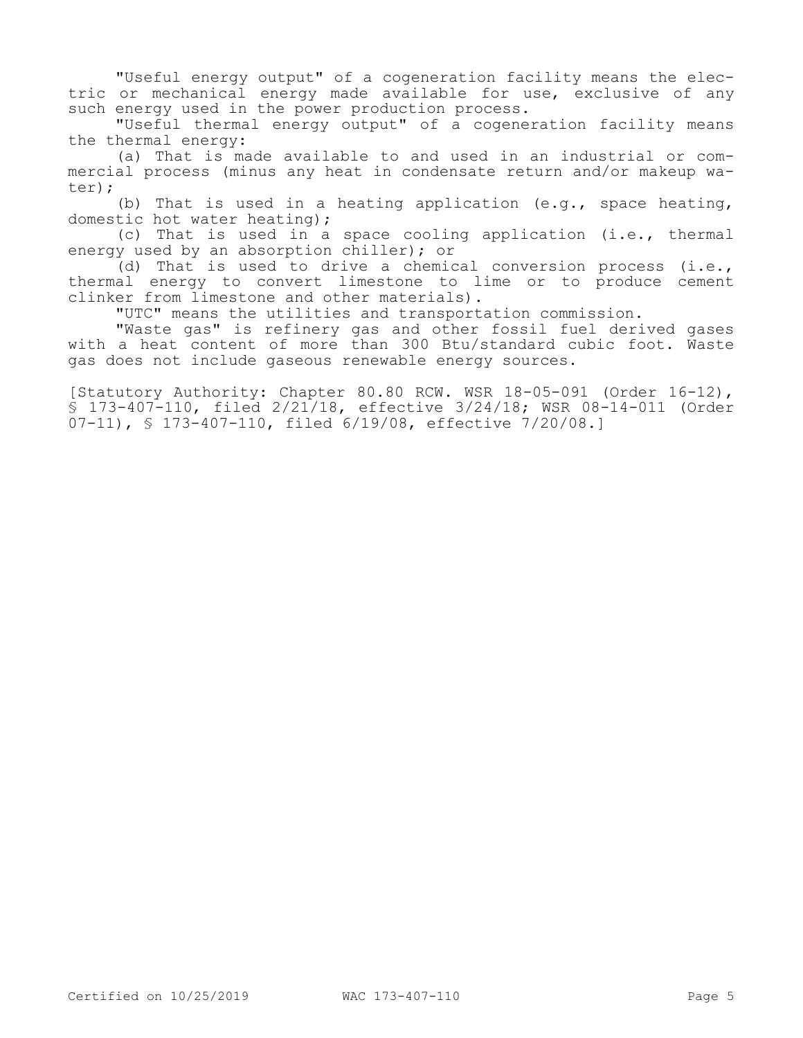"Useful energy output" of a cogeneration facility means the electric or mechanical energy made available for use, exclusive of any such energy used in the power production process.

"Useful thermal energy output" of a cogeneration facility means the thermal energy:

(a) That is made available to and used in an industrial or commercial process (minus any heat in condensate return and/or makeup water);

(b) That is used in a heating application (e.g., space heating, domestic hot water heating);

(c) That is used in a space cooling application (i.e., thermal energy used by an absorption chiller); or

(d) That is used to drive a chemical conversion process (i.e., thermal energy to convert limestone to lime or to produce cement clinker from limestone and other materials).

"UTC" means the utilities and transportation commission.

"Waste gas" is refinery gas and other fossil fuel derived gases with a heat content of more than 300 Btu/standard cubic foot. Waste gas does not include gaseous renewable energy sources.

[Statutory Authority: Chapter 80.80 RCW. WSR 18-05-091 (Order 16-12), § 173-407-110, filed 2/21/18, effective 3/24/18; WSR 08-14-011 (Order 07-11), § 173-407-110, filed 6/19/08, effective 7/20/08.]